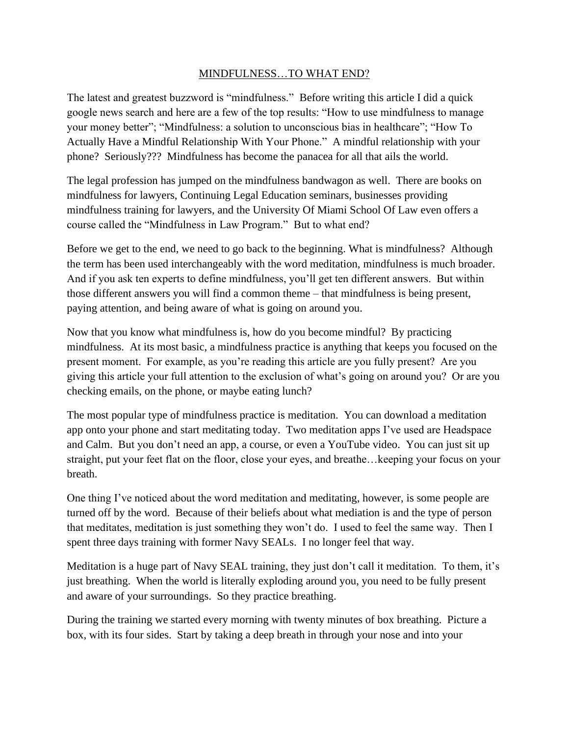# MINDFULNESS…TO WHAT END?

The latest and greatest buzzword is "mindfulness." Before writing this article I did a quick google news search and here are a few of the top results: "How to use mindfulness to manage your money better"; "Mindfulness: a solution to unconscious bias in healthcare"; "How To Actually Have a Mindful Relationship With Your Phone." A mindful relationship with your phone? Seriously??? Mindfulness has become the panacea for all that ails the world.

The legal profession has jumped on the mindfulness bandwagon as well. There are books on mindfulness for lawyers, Continuing Legal Education seminars, businesses providing mindfulness training for lawyers, and the University Of Miami School Of Law even offers a course called the "Mindfulness in Law Program." But to what end?

Before we get to the end, we need to go back to the beginning. What is mindfulness? Although the term has been used interchangeably with the word meditation, mindfulness is much broader. And if you ask ten experts to define mindfulness, you'll get ten different answers. But within those different answers you will find a common theme – that mindfulness is being present, paying attention, and being aware of what is going on around you.

Now that you know what mindfulness is, how do you become mindful? By practicing mindfulness. At its most basic, a mindfulness practice is anything that keeps you focused on the present moment. For example, as you're reading this article are you fully present? Are you giving this article your full attention to the exclusion of what's going on around you? Or are you checking emails, on the phone, or maybe eating lunch?

The most popular type of mindfulness practice is meditation. You can download a meditation app onto your phone and start meditating today. Two meditation apps I've used are Headspace and Calm. But you don't need an app, a course, or even a YouTube video. You can just sit up straight, put your feet flat on the floor, close your eyes, and breathe…keeping your focus on your breath.

One thing I've noticed about the word meditation and meditating, however, is some people are turned off by the word. Because of their beliefs about what mediation is and the type of person that meditates, meditation is just something they won't do. I used to feel the same way. Then I spent three days training with former Navy SEALs. I no longer feel that way.

Meditation is a huge part of Navy SEAL training, they just don't call it meditation. To them, it's just breathing. When the world is literally exploding around you, you need to be fully present and aware of your surroundings. So they practice breathing.

During the training we started every morning with twenty minutes of box breathing. Picture a box, with its four sides. Start by taking a deep breath in through your nose and into your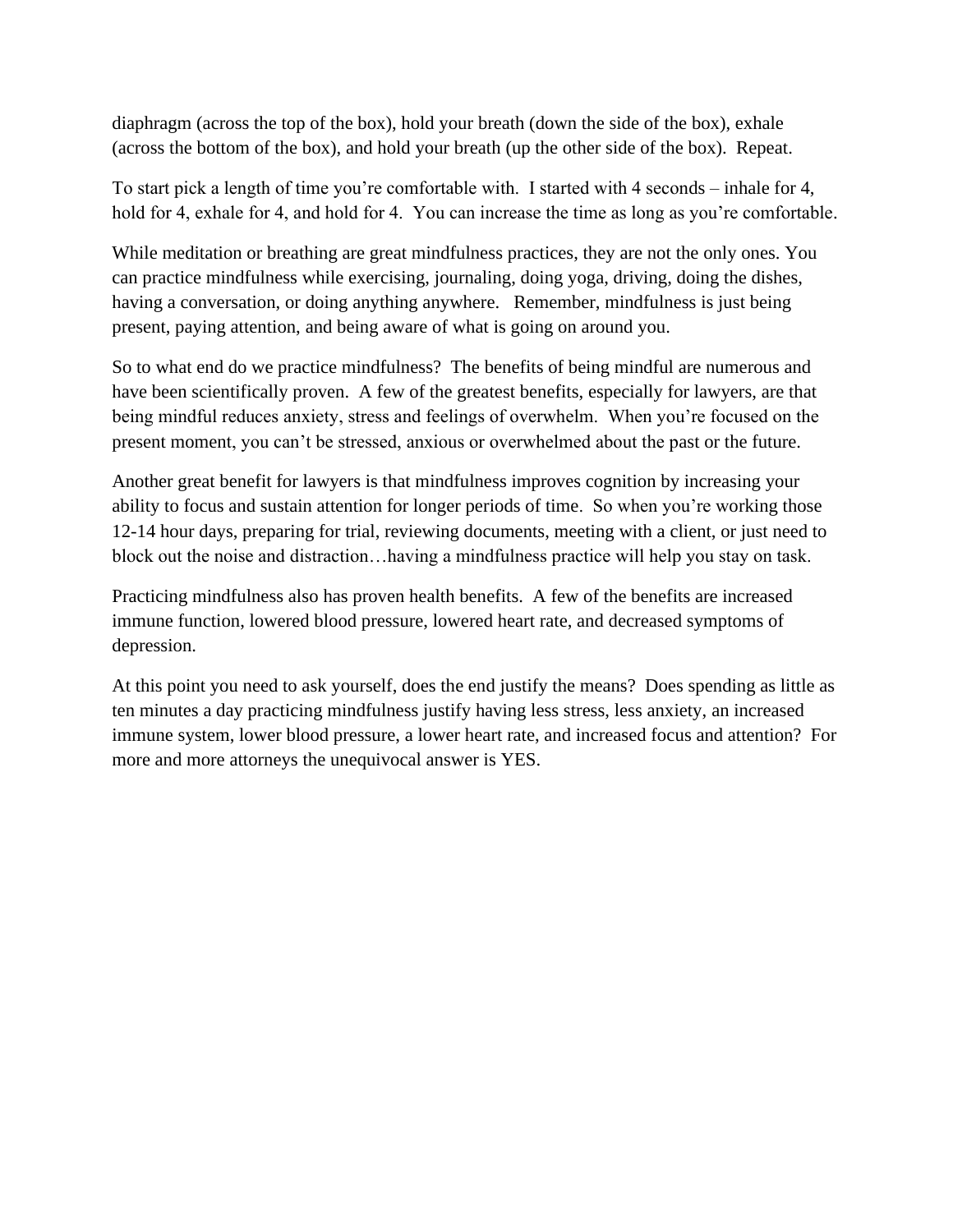diaphragm (across the top of the box), hold your breath (down the side of the box), exhale (across the bottom of the box), and hold your breath (up the other side of the box). Repeat.

To start pick a length of time you're comfortable with. I started with 4 seconds – inhale for 4, hold for 4, exhale for 4, and hold for 4. You can increase the time as long as you're comfortable.

While meditation or breathing are great mindfulness practices, they are not the only ones. You can practice mindfulness while exercising, journaling, doing yoga, driving, doing the dishes, having a conversation, or doing anything anywhere. Remember, mindfulness is just being present, paying attention, and being aware of what is going on around you.

So to what end do we practice mindfulness? The benefits of being mindful are numerous and have been scientifically proven. A few of the greatest benefits, especially for lawyers, are that being mindful reduces anxiety, stress and feelings of overwhelm. When you're focused on the present moment, you can't be stressed, anxious or overwhelmed about the past or the future.

Another great benefit for lawyers is that mindfulness improves cognition by increasing your ability to focus and sustain attention for longer periods of time. So when you're working those 12-14 hour days, preparing for trial, reviewing documents, meeting with a client, or just need to block out the noise and distraction…having a mindfulness practice will help you stay on task.

Practicing mindfulness also has proven health benefits. A few of the benefits are increased immune function, lowered blood pressure, lowered heart rate, and decreased symptoms of depression.

At this point you need to ask yourself, does the end justify the means? Does spending as little as ten minutes a day practicing mindfulness justify having less stress, less anxiety, an increased immune system, lower blood pressure, a lower heart rate, and increased focus and attention? For more and more attorneys the unequivocal answer is YES.